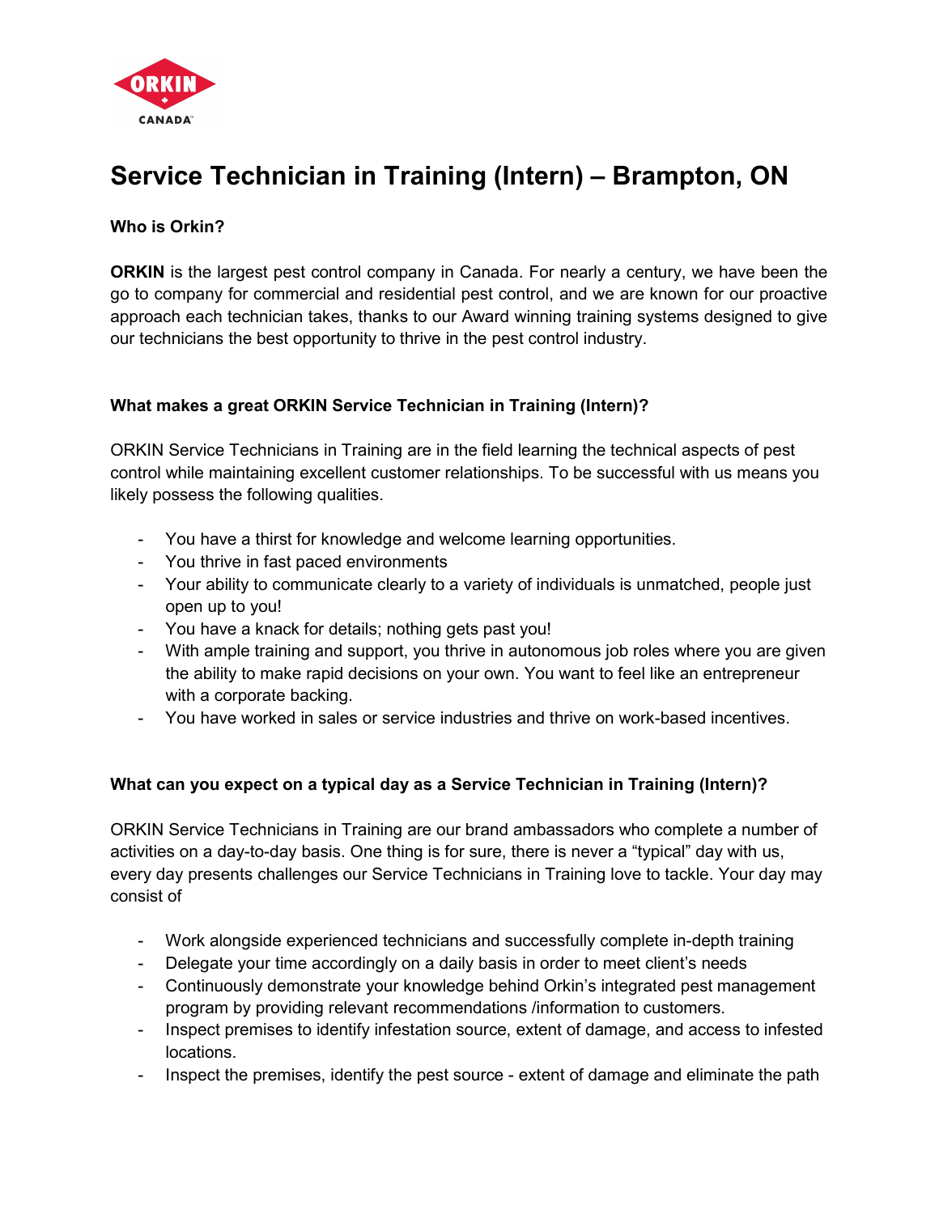# Service Technician in Training (Intern) – Brampton, ON

**Who is Orkin?**

**ORKIN** is the largest pest control company in Canada. For nearly a century, we have been the go to company for commercial and residential pest control, and we are known for our proactive approach each technician takes, thanks to our Award winning training systems designed to give our technicians the best opportunity to thrive in the pest control industry.

**What makes a great ORKIN Service Technician in Training (Intern)?**

ORKIN Service Technicians in Training are in the field learning the technical aspects of pest control while maintaining excellent customer relationships. To be successful with us means you likely possess the following qualities.

- You have a thirst for knowledge and welcome learning opportunities.
- You thrive in fast paced environments
- Your ability to communicate clearly to a variety of individuals is unmatched, people just open up to you!
- You have a knack for details; nothing gets past you!
- With ample training and support, you thrive in autonomous job roles where you are given the ability to make rapid decisions on your own. You want to feel like an entrepreneur with a corporate backing.
- You have worked in sales or service industries and thrive on work-based incentives.

**What can you expect on a typical day as a Service Technician in Training (Intern)?**

ORKIN Service Technicians in Training are our brand ambassadors who complete a number of activities on a day-to-day basis. One thing is for sure, there is never a "typical" day with us, every day presents challenges our Service Technicians in Training love to tackle. Your day may consist of

- Work alongside experienced technicians and successfully complete in-depth training
- Delegate your time accordingly on a daily basis in order to meet client's needs
- Continuously demonstrate your knowledge behind Orkin's integrated pest management program by providing relevant recommendations /information to customers.
- Inspect premises to identify infestation source, extent of damage, and access to infested locations.
- Inspect the premises, identify the pest source - extent of damage and eliminate the path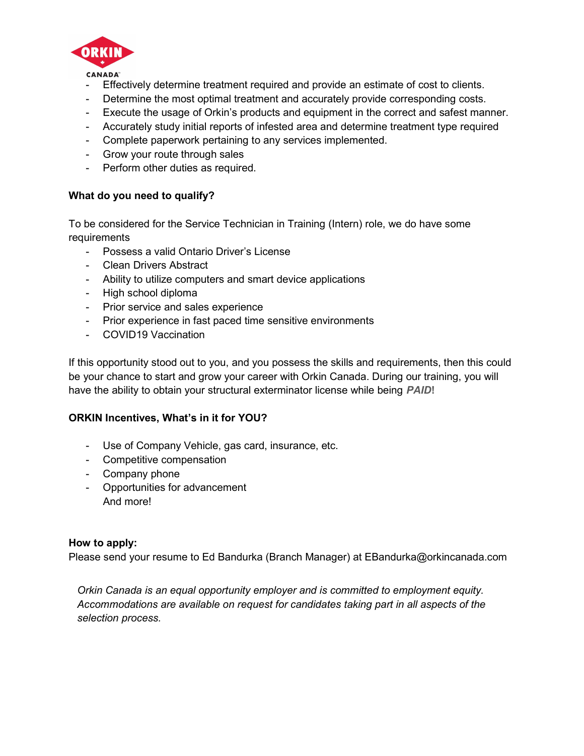- Effectively determine treatment required and provide an estimate of cost to clients.
- Determine the most optimal treatment and accurately provide corresponding costs.
- Execute the usage of Orkin's products and equipment in the correct and safest manner.
- Accurately study initial reports of infested area and determine treatment type required
- Complete paperwork pertaining to any services implemented.
- Grow your route through sales
- Perform other duties as required.

**What do you need to qualify?**

To be considered for the Service Technician in Training (Intern) role, we do have some requirements

- Possess a valid Ontario Driver's License
- Clean Drivers Abstract
- Ability to utilize computers and smart device applications
- High school diploma
- Prior service and sales experience
- Prior experience in fast paced time sensitive environments
- COVID19 Vaccination

If this opportunity stood out to you, and you possess the skills and requirements, then this could be your chance to start and grow your career with Orkin Canada. During our training, you will have the ability to obtain your structural exterminator license while being ***PAID*!**

**ORKIN Incentives, What's in it for YOU?**

- Use of Company Vehicle, gas card, insurance, etc.
- Competitive compensation
- Company phone
- Opportunities for advancement

  And more!

**How to apply:**
Please send your resume to Ed Bandurka (Branch Manager) at EBandurka@orkincanada.com

*Orkin Canada is an equal opportunity employer and is committed to employment equity. Accommodations are available on request for candidates taking part in all aspects of the selection process.*